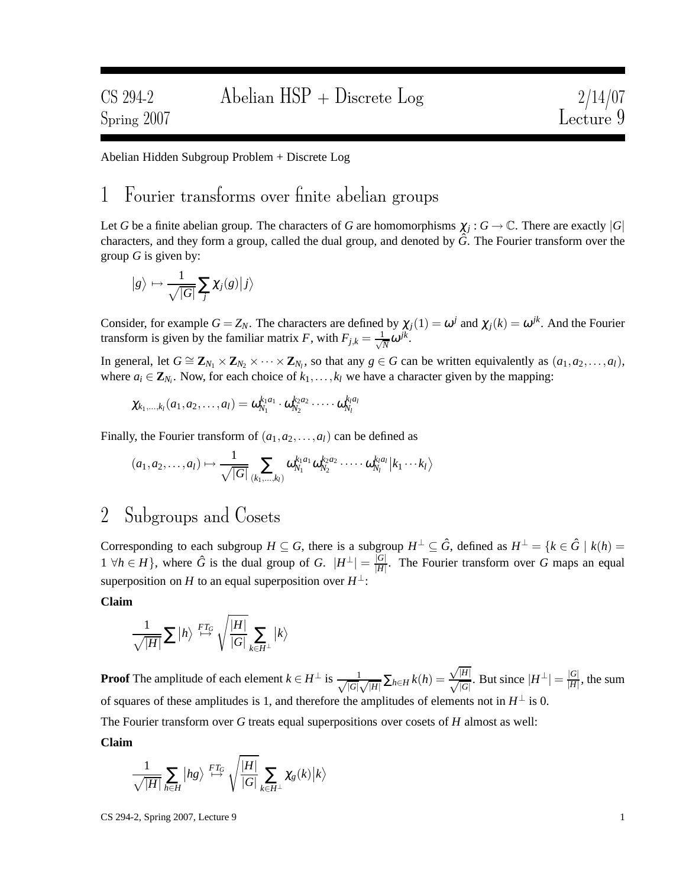# Abelian HSP + Discrete Log

Abelian Hidden Subgroup Problem + Discrete Log

## 1 Fourier transforms over finite abelian groups

Let $G$ be a finite abelian group. The characters of $G$ are homomorphisms $\chi_j : G \to \mathbb{C}$. There are exactly $|G|$ characters, and they form a group, called the dual group, and denoted by $\hat{G}$. The Fourier transform over the group $G$ is given by:

$$|g\rangle \mapsto \frac{1}{\sqrt{|G|}} \sum_j \chi_j(g)|j\rangle$$

Consider, for example $G = Z_N$. The characters are defined by $\chi_j(1) = \omega^j$ and $\chi_j(k) = \omega^{jk}$. And the Fourier transform is given by the familiar matrix $F$, with $F_{j,k} = \frac{1}{\sqrt{N}}\omega^{jk}$.

In general, let $G \cong \mathbf{Z}_{N_1} \times \mathbf{Z}_{N_2} \times \cdots \times \mathbf{Z}_{N_l}$, so that any $g \in G$ can be written equivalently as $(a_1, a_2, \ldots, a_l)$, where $a_i \in \mathbf{Z}_{N_i}$. Now, for each choice of $k_1, \ldots, k_l$ we have a character given by the mapping:

$$\chi_{k_1,\ldots,k_l}(a_1, a_2, \ldots, a_l) = \omega_{N_1}^{k_1 a_1} \cdot \omega_{N_2}^{k_2 a_2} \cdot \cdots \cdot \omega_{N_l}^{k_l a_l}$$

Finally, the Fourier transform of $(a_1, a_2, \ldots, a_l)$ can be defined as

$$(a_1, a_2, \ldots, a_l) \mapsto \frac{1}{\sqrt{|G|}} \sum_{(k_1,\ldots,k_l)} \omega_{N_1}^{k_1 a_1} \omega_{N_2}^{k_2 a_2} \cdot \cdots \cdot \omega_{N_l}^{k_l a_l} |k_1 \cdots k_l\rangle$$

## 2 Subgroups and Cosets

Corresponding to each subgroup $H \subseteq G$, there is a subgroup $H^\perp \subseteq \hat{G}$, defined as $H^\perp = \{k \in \hat{G} \mid k(h) = 1 \ \forall h \in H\}$, where $\hat{G}$ is the dual group of $G$. $|H^\perp| = \frac{|G|}{|H|}$. The Fourier transform over $G$ maps an equal superposition on $H$ to an equal superposition over $H^\perp$:

**Claim**

$$\frac{1}{\sqrt{|H|}} \sum |h\rangle \overset{FT_G}{\mapsto} \sqrt{\frac{|H|}{|G|}} \sum_{k \in H^\perp} |k\rangle$$

**Proof** The amplitude of each element $k \in H^\perp$ is $\frac{1}{\sqrt{|G|}\sqrt{|H|}} \sum_{h \in H} k(h) = \frac{\sqrt{|H|}}{\sqrt{|G|}}$. But since $|H^\perp| = \frac{|G|}{|H|}$, the sum of squares of these amplitudes is 1, and therefore the amplitudes of elements not in $H^\perp$ is 0.

The Fourier transform over $G$ treats equal superpositions over cosets of $H$ almost as well:

**Claim**

$$\frac{1}{\sqrt{|H|}} \sum_{h \in H} |hg\rangle \overset{FT_G}{\mapsto} \sqrt{\frac{|H|}{|G|}} \sum_{k \in H^\perp} \chi_g(k)|k\rangle$$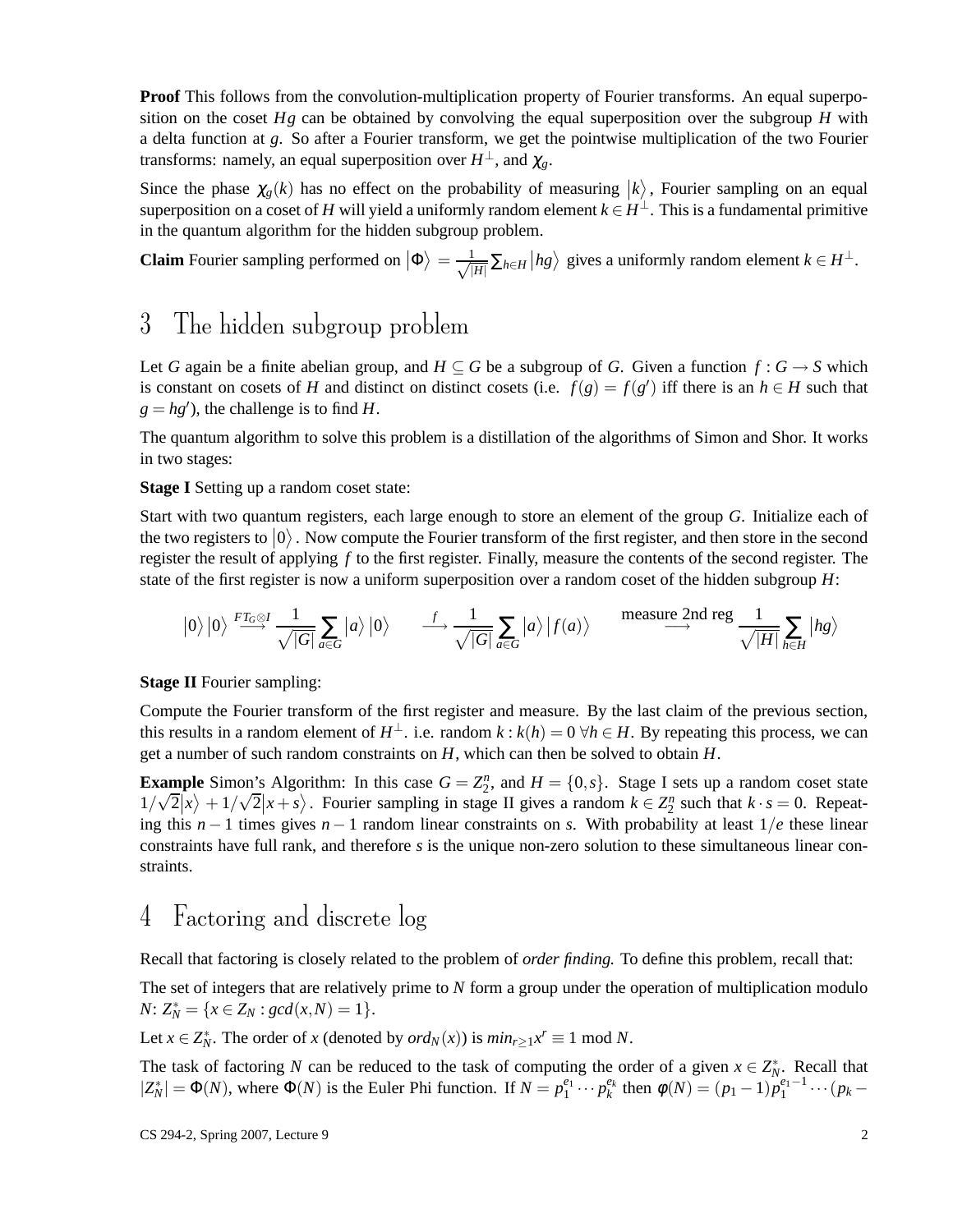**Proof** This follows from the convolution-multiplication property of Fourier transforms. An equal superposition on the coset $Hg$ can be obtained by convolving the equal superposition over the subgroup $H$ with a delta function at $g$. So after a Fourier transform, we get the pointwise multiplication of the two Fourier transforms: namely, an equal superposition over $H^{\perp}$, and $\chi_g$.

Since the phase $\chi_g(k)$ has no effect on the probability of measuring $|k\rangle$, Fourier sampling on an equal superposition on a coset of $H$ will yield a uniformly random element $k \in H^{\perp}$. This is a fundamental primitive in the quantum algorithm for the hidden subgroup problem.

**Claim** Fourier sampling performed on $|\Phi\rangle = \frac{1}{\sqrt{|H|}} \sum_{h \in H} |hg\rangle$ gives a uniformly random element $k \in H^{\perp}$.

## 3 The hidden subgroup problem

Let $G$ again be a finite abelian group, and $H \subseteq G$ be a subgroup of $G$. Given a function $f : G \to S$ which is constant on cosets of $H$ and distinct on distinct cosets (i.e. $f(g) = f(g')$ iff there is an $h \in H$ such that $g = hg'$), the challenge is to find $H$.

The quantum algorithm to solve this problem is a distillation of the algorithms of Simon and Shor. It works in two stages:

**Stage I** Setting up a random coset state:

Start with two quantum registers, each large enough to store an element of the group $G$. Initialize each of the two registers to $|0\rangle$. Now compute the Fourier transform of the first register, and then store in the second register the result of applying $f$ to the first register. Finally, measure the contents of the second register. The state of the first register is now a uniform superposition over a random coset of the hidden subgroup $H$:

$$|0\rangle|0\rangle \xrightarrow{FT_G \otimes I} \frac{1}{\sqrt{|G|}} \sum_{a \in G} |a\rangle|0\rangle \quad \xrightarrow{f} \frac{1}{\sqrt{|G|}} \sum_{a \in G} |a\rangle|f(a)\rangle \quad \xrightarrow{\text{measure 2nd reg}} \frac{1}{\sqrt{|H|}} \sum_{h \in H} |hg\rangle$$

**Stage II** Fourier sampling:

Compute the Fourier transform of the first register and measure. By the last claim of the previous section, this results in a random element of $H^{\perp}$. i.e. random $k : k(h) = 0 \ \forall h \in H$. By repeating this process, we can get a number of such random constraints on $H$, which can then be solved to obtain $H$.

**Example** Simon's Algorithm: In this case $G = Z_2^n$, and $H = \{0, s\}$. Stage I sets up a random coset state $1/\sqrt{2}|x\rangle + 1/\sqrt{2}|x+s\rangle$. Fourier sampling in stage II gives a random $k \in Z_2^n$ such that $k \cdot s = 0$. Repeating this $n-1$ times gives $n-1$ random linear constraints on $s$. With probability at least $1/e$ these linear constraints have full rank, and therefore $s$ is the unique non-zero solution to these simultaneous linear constraints.

## 4 Factoring and discrete log

Recall that factoring is closely related to the problem of *order finding.* To define this problem, recall that:

The set of integers that are relatively prime to $N$ form a group under the operation of multiplication modulo $N$: $Z_N^* = \{x \in Z_N : gcd(x, N) = 1\}$.

Let $x \in Z_N^*$. The order of $x$ (denoted by $ord_N(x)$) is $min_{r \geq 1} x^r \equiv 1 \bmod N$.

The task of factoring $N$ can be reduced to the task of computing the order of a given $x \in Z_N^*$. Recall that $|Z_N^*| = \Phi(N)$, where $\Phi(N)$ is the Euler Phi function. If $N = p_1^{e_1} \cdots p_k^{e_k}$ then $\phi(N) = (p_1 - 1)p_1^{e_1 - 1} \cdots (p_k -$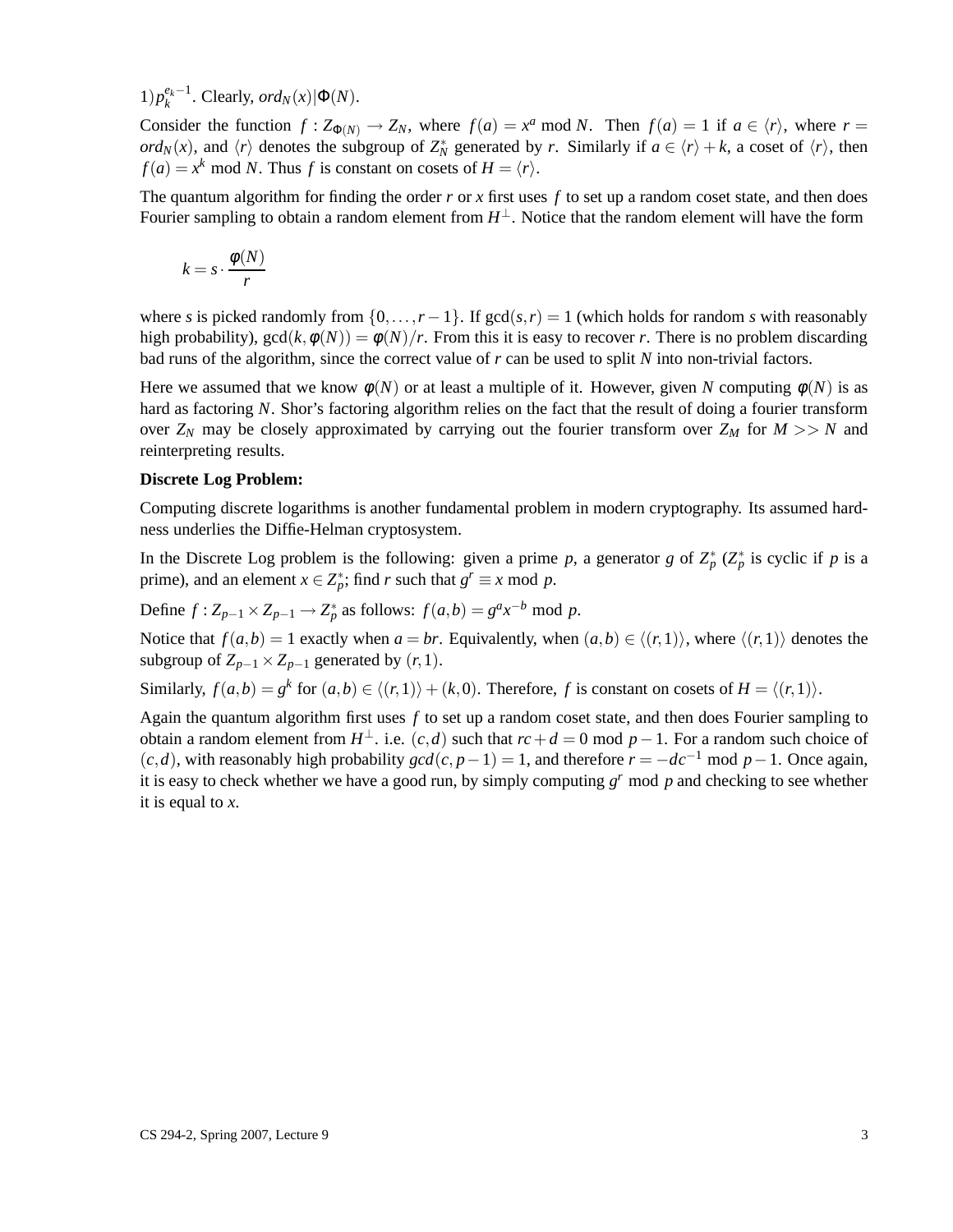$1)p_k^{e_k-1}$. Clearly, $ord_N(x)|\Phi(N)$.

Consider the function $f : Z_{\Phi(N)} \rightarrow Z_N$, where $f(a) = x^a \bmod N$. Then $f(a) = 1$ if $a \in \langle r \rangle$, where $r = ord_N(x)$, and $\langle r \rangle$ denotes the subgroup of $Z_N^*$ generated by $r$. Similarly if $a \in \langle r \rangle + k$, a coset of $\langle r \rangle$, then $f(a) = x^k \bmod N$. Thus $f$ is constant on cosets of $H = \langle r \rangle$.

The quantum algorithm for finding the order $r$ or $x$ first uses $f$ to set up a random coset state, and then does Fourier sampling to obtain a random element from $H^\perp$. Notice that the random element will have the form

$$k = s \cdot \frac{\phi(N)}{r}$$

where $s$ is picked randomly from $\{0, \ldots, r-1\}$. If $\gcd(s,r) = 1$ (which holds for random $s$ with reasonably high probability), $\gcd(k, \phi(N)) = \phi(N)/r$. From this it is easy to recover $r$. There is no problem discarding bad runs of the algorithm, since the correct value of $r$ can be used to split $N$ into non-trivial factors.

Here we assumed that we know $\phi(N)$ or at least a multiple of it. However, given $N$ computing $\phi(N)$ is as hard as factoring $N$. Shor's factoring algorithm relies on the fact that the result of doing a fourier transform over $Z_N$ may be closely approximated by carrying out the fourier transform over $Z_M$ for $M >> N$ and reinterpreting results.

**Discrete Log Problem:**

Computing discrete logarithms is another fundamental problem in modern cryptography. Its assumed hardness underlies the Diffie-Helman cryptosystem.

In the Discrete Log problem is the following: given a prime $p$, a generator $g$ of $Z_p^*$ ($Z_p^*$ is cyclic if $p$ is a prime), and an element $x \in Z_p^*$; find $r$ such that $g^r \equiv x \bmod p$.

Define $f : Z_{p-1} \times Z_{p-1} \rightarrow Z_p^*$ as follows: $f(a,b) = g^a x^{-b} \bmod p$.

Notice that $f(a,b) = 1$ exactly when $a = br$. Equivalently, when $(a,b) \in \langle (r,1) \rangle$, where $\langle (r,1) \rangle$ denotes the subgroup of $Z_{p-1} \times Z_{p-1}$ generated by $(r,1)$.

Similarly, $f(a,b) = g^k$ for $(a,b) \in \langle (r,1) \rangle + (k,0)$. Therefore, $f$ is constant on cosets of $H = \langle (r,1) \rangle$.

Again the quantum algorithm first uses $f$ to set up a random coset state, and then does Fourier sampling to obtain a random element from $H^\perp$. i.e. $(c,d)$ such that $rc + d = 0 \bmod p-1$. For a random such choice of $(c,d)$, with reasonably high probability $gcd(c, p-1) = 1$, and therefore $r = -dc^{-1} \bmod p-1$. Once again, it is easy to check whether we have a good run, by simply computing $g^r \bmod p$ and checking to see whether it is equal to $x$.